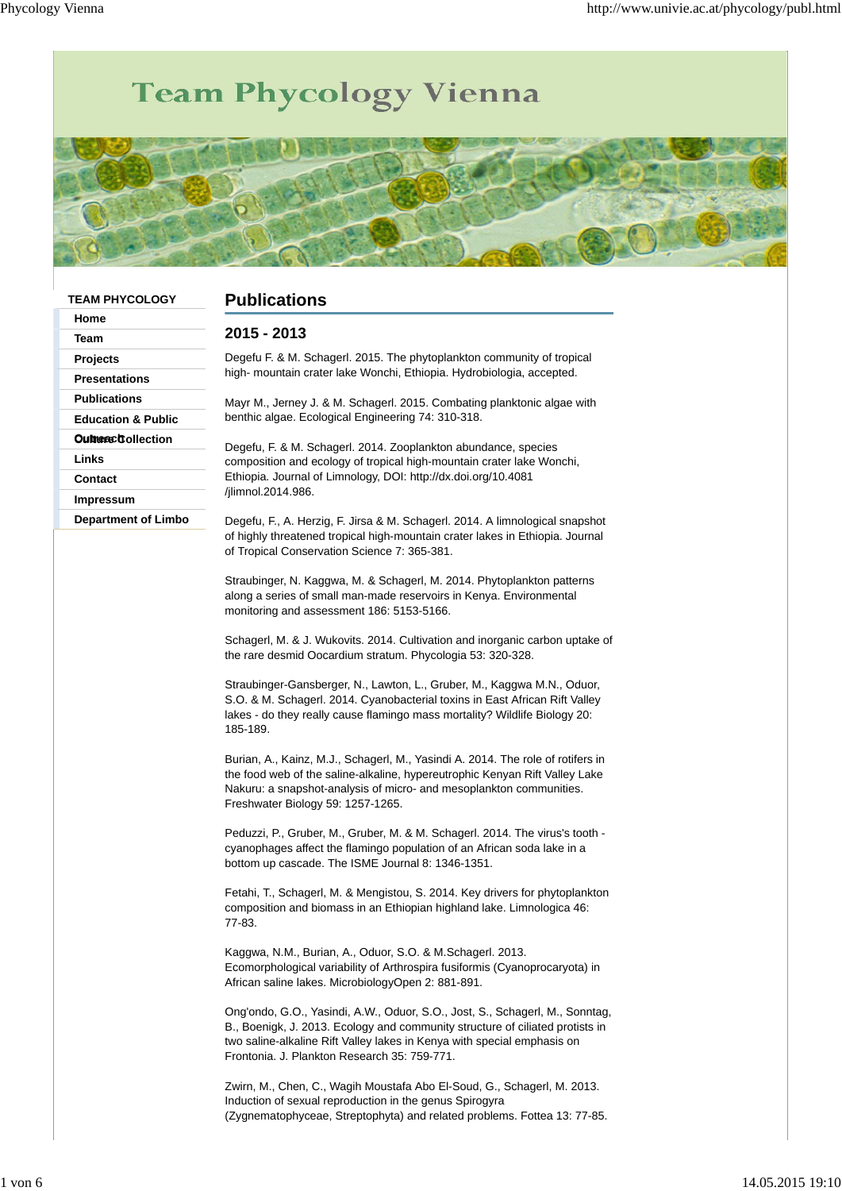# Team Phycology Vienna

**TEAM PHYCOLOGY**

- Home
- Team
- Projects
- Presentations
- Publications
- Education & Public Outreach
- Culture Collection
- Links
- Contact
- Impressum
- Department of Limbo

## Publications

### 2015 - 2013

Degefu F. & M. Schagerl. 2015. The phytoplankton community of tropical high- mountain crater lake Wonchi, Ethiopia. Hydrobiologia, accepted.

Mayr M., Jerney J. & M. Schagerl. 2015. Combating planktonic algae with benthic algae. Ecological Engineering 74: 310-318.

Degefu, F. & M. Schagerl. 2014. Zooplankton abundance, species composition and ecology of tropical high-mountain crater lake Wonchi, Ethiopia. Journal of Limnology, DOI: http://dx.doi.org/10.4081/jlimnol.2014.986.

Degefu, F., A. Herzig, F. Jirsa & M. Schagerl. 2014. A limnological snapshot of highly threatened tropical high-mountain crater lakes in Ethiopia. Journal of Tropical Conservation Science 7: 365-381.

Straubinger, N. Kaggwa, M. & Schagerl, M. 2014. Phytoplankton patterns along a series of small man-made reservoirs in Kenya. Environmental monitoring and assessment 186: 5153-5166.

Schagerl, M. & J. Wukovits. 2014. Cultivation and inorganic carbon uptake of the rare desmid Oocardium stratum. Phycologia 53: 320-328.

Straubinger-Gansberger, N., Lawton, L., Gruber, M., Kaggwa M.N., Oduor, S.O. & M. Schagerl. 2014. Cyanobacterial toxins in East African Rift Valley lakes - do they really cause flamingo mass mortality? Wildlife Biology 20: 185-189.

Burian, A., Kainz, M.J., Schagerl, M., Yasindi A. 2014. The role of rotifers in the food web of the saline-alkaline, hypereutrophic Kenyan Rift Valley Lake Nakuru: a snapshot-analysis of micro- and mesoplankton communities. Freshwater Biology 59: 1257-1265.

Peduzzi, P., Gruber, M., Gruber, M. & M. Schagerl. 2014. The virus's tooth - cyanophages affect the flamingo population of an African soda lake in a bottom up cascade. The ISME Journal 8: 1346-1351.

Fetahi, T., Schagerl, M. & Mengistou, S. 2014. Key drivers for phytoplankton composition and biomass in an Ethiopian highland lake. Limnologica 46: 77-83.

Kaggwa, N.M., Burian, A., Oduor, S.O. & M.Schagerl. 2013. Ecomorphological variability of Arthrospira fusiformis (Cyanoprocaryota) in African saline lakes. MicrobiologyOpen 2: 881-891.

Ong'ondo, G.O., Yasindi, A.W., Oduor, S.O., Jost, S., Schagerl, M., Sonntag, B., Boenigk, J. 2013. Ecology and community structure of ciliated protists in two saline-alkaline Rift Valley lakes in Kenya with special emphasis on Frontonia. J. Plankton Research 35: 759-771.

Zwirn, M., Chen, C., Wagih Moustafa Abo El-Soud, G., Schagerl, M. 2013. Induction of sexual reproduction in the genus Spirogyra (Zygnematophyceae, Streptophyta) and related problems. Fottea 13: 77-85.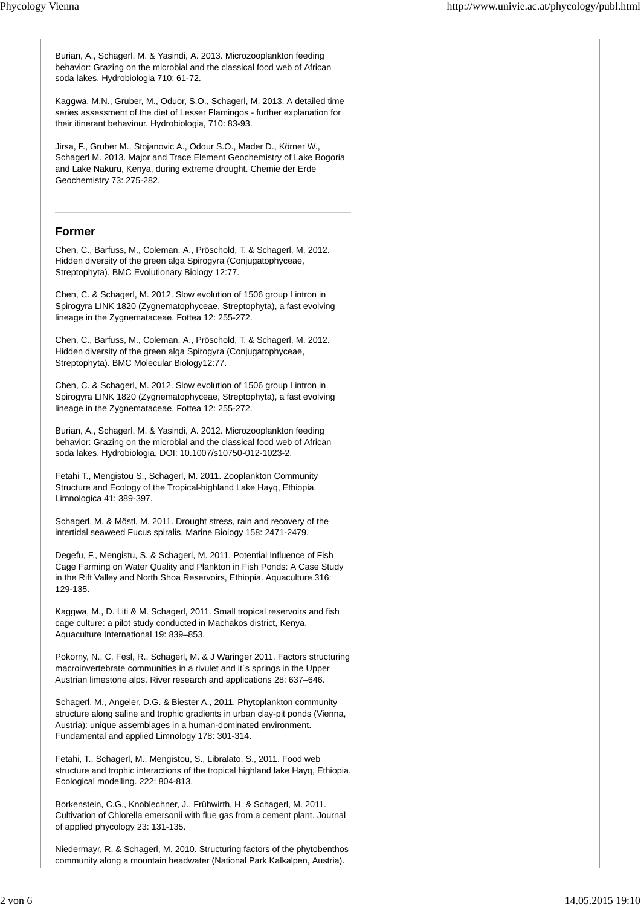Burian, A., Schagerl, M. & Yasindi, A. 2013. Microzooplankton feeding behavior: Grazing on the microbial and the classical food web of African soda lakes. Hydrobiologia 710: 61-72.

Kaggwa, M.N., Gruber, M., Oduor, S.O., Schagerl, M. 2013. A detailed time series assessment of the diet of Lesser Flamingos - further explanation for their itinerant behaviour. Hydrobiologia, 710: 83-93.

Jirsa, F., Gruber M., Stojanovic A., Odour S.O., Mader D., Körner W., Schagerl M. 2013. Major and Trace Element Geochemistry of Lake Bogoria and Lake Nakuru, Kenya, during extreme drought. Chemie der Erde Geochemistry 73: 275-282.

---

## Former

Chen, C., Barfuss, M., Coleman, A., Pröschold, T. & Schagerl, M. 2012. Hidden diversity of the green alga Spirogyra (Conjugatophyceae, Streptophyta). BMC Evolutionary Biology 12:77.

Chen, C. & Schagerl, M. 2012. Slow evolution of 1506 group I intron in Spirogyra LINK 1820 (Zygnematophyceae, Streptophyta), a fast evolving lineage in the Zygnemataceae. Fottea 12: 255-272.

Chen, C., Barfuss, M., Coleman, A., Pröschold, T. & Schagerl, M. 2012. Hidden diversity of the green alga Spirogyra (Conjugatophyceae, Streptophyta). BMC Molecular Biology12:77.

Chen, C. & Schagerl, M. 2012. Slow evolution of 1506 group I intron in Spirogyra LINK 1820 (Zygnematophyceae, Streptophyta), a fast evolving lineage in the Zygnemataceae. Fottea 12: 255-272.

Burian, A., Schagerl, M. & Yasindi, A. 2012. Microzooplankton feeding behavior: Grazing on the microbial and the classical food web of African soda lakes. Hydrobiologia, DOI: 10.1007/s10750-012-1023-2.

Fetahi T., Mengistou S., Schagerl, M. 2011. Zooplankton Community Structure and Ecology of the Tropical-highland Lake Hayq, Ethiopia. Limnologica 41: 389-397.

Schagerl, M. & Möstl, M. 2011. Drought stress, rain and recovery of the intertidal seaweed Fucus spiralis. Marine Biology 158: 2471-2479.

Degefu, F., Mengistu, S. & Schagerl, M. 2011. Potential Influence of Fish Cage Farming on Water Quality and Plankton in Fish Ponds: A Case Study in the Rift Valley and North Shoa Reservoirs, Ethiopia. Aquaculture 316: 129-135.

Kaggwa, M., D. Liti & M. Schagerl, 2011. Small tropical reservoirs and fish cage culture: a pilot study conducted in Machakos district, Kenya. Aquaculture International 19: 839–853.

Pokorny, N., C. Fesl, R., Schagerl, M. & J Waringer 2011. Factors structuring macroinvertebrate communities in a rivulet and it´s springs in the Upper Austrian limestone alps. River research and applications 28: 637–646.

Schagerl, M., Angeler, D.G. & Biester A., 2011. Phytoplankton community structure along saline and trophic gradients in urban clay-pit ponds (Vienna, Austria): unique assemblages in a human-dominated environment. Fundamental and applied Limnology 178: 301-314.

Fetahi, T., Schagerl, M., Mengistou, S., Libralato, S., 2011. Food web structure and trophic interactions of the tropical highland lake Hayq, Ethiopia. Ecological modelling. 222: 804-813.

Borkenstein, C.G., Knoblechner, J., Frühwirth, H. & Schagerl, M. 2011. Cultivation of Chlorella emersonii with flue gas from a cement plant. Journal of applied phycology 23: 131-135.

Niedermayr, R. & Schagerl, M. 2010. Structuring factors of the phytobenthos community along a mountain headwater (National Park Kalkalpen, Austria).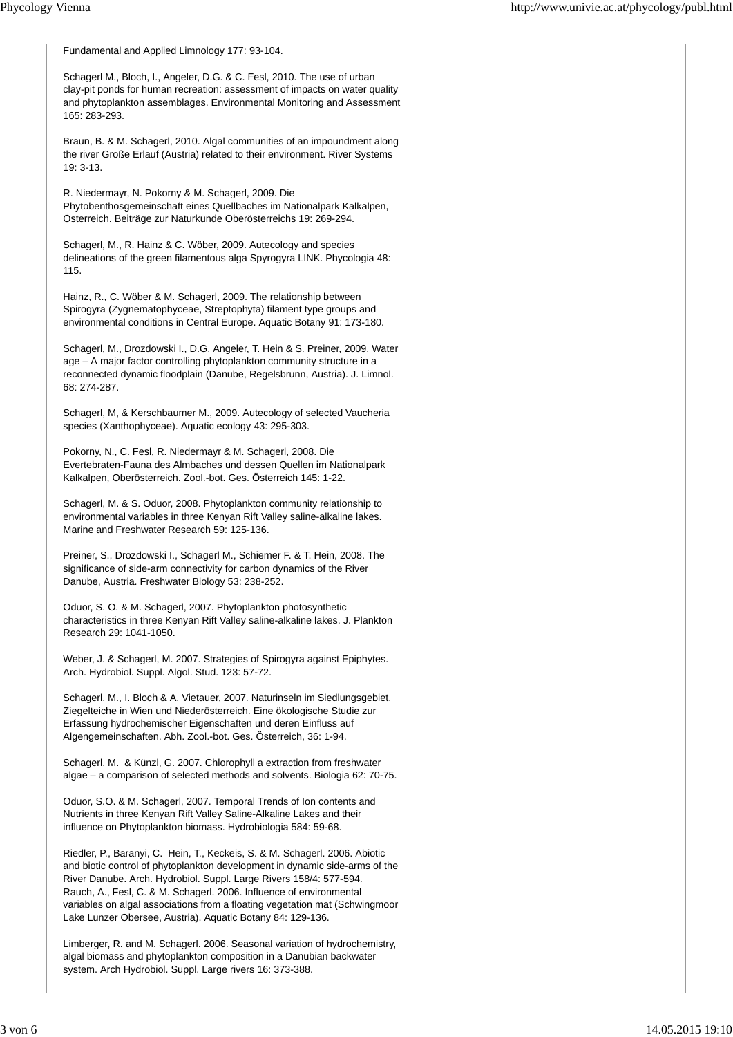Fundamental and Applied Limnology 177: 93-104.

Schagerl M., Bloch, I., Angeler, D.G. & C. Fesl, 2010. The use of urban clay-pit ponds for human recreation: assessment of impacts on water quality and phytoplankton assemblages. Environmental Monitoring and Assessment 165: 283-293.

Braun, B. & M. Schagerl, 2010. Algal communities of an impoundment along the river Große Erlauf (Austria) related to their environment. River Systems 19: 3-13.

R. Niedermayr, N. Pokorny & M. Schagerl, 2009. Die Phytobenthosgemeinschaft eines Quellbaches im Nationalpark Kalkalpen, Österreich. Beiträge zur Naturkunde Oberösterreichs 19: 269-294.

Schagerl, M., R. Hainz & C. Wöber, 2009. Autecology and species delineations of the green filamentous alga Spyrogyra LINK. Phycologia 48: 115.

Hainz, R., C. Wöber & M. Schagerl, 2009. The relationship between Spirogyra (Zygnematophyceae, Streptophyta) filament type groups and environmental conditions in Central Europe. Aquatic Botany 91: 173-180.

Schagerl, M., Drozdowski I., D.G. Angeler, T. Hein & S. Preiner, 2009. Water age – A major factor controlling phytoplankton community structure in a reconnected dynamic floodplain (Danube, Regelsbrunn, Austria). J. Limnol. 68: 274-287.

Schagerl, M, & Kerschbaumer M., 2009. Autecology of selected Vaucheria species (Xanthophyceae). Aquatic ecology 43: 295-303.

Pokorny, N., C. Fesl, R. Niedermayr & M. Schagerl, 2008. Die Evertebraten-Fauna des Almbaches und dessen Quellen im Nationalpark Kalkalpen, Oberösterreich. Zool.-bot. Ges. Österreich 145: 1-22.

Schagerl, M. & S. Oduor, 2008. Phytoplankton community relationship to environmental variables in three Kenyan Rift Valley saline-alkaline lakes. Marine and Freshwater Research 59: 125-136.

Preiner, S., Drozdowski I., Schagerl M., Schiemer F. & T. Hein, 2008. The significance of side-arm connectivity for carbon dynamics of the River Danube, Austria. Freshwater Biology 53: 238-252.

Oduor, S. O. & M. Schagerl, 2007. Phytoplankton photosynthetic characteristics in three Kenyan Rift Valley saline-alkaline lakes. J. Plankton Research 29: 1041-1050.

Weber, J. & Schagerl, M. 2007. Strategies of Spirogyra against Epiphytes. Arch. Hydrobiol. Suppl. Algol. Stud. 123: 57-72.

Schagerl, M., I. Bloch & A. Vietauer, 2007. Naturinseln im Siedlungsgebiet. Ziegelteiche in Wien und Niederösterreich. Eine ökologische Studie zur Erfassung hydrochemischer Eigenschaften und deren Einfluss auf Algengemeinschaften. Abh. Zool.-bot. Ges. Österreich, 36: 1-94.

Schagerl, M. & Künzl, G. 2007. Chlorophyll a extraction from freshwater algae – a comparison of selected methods and solvents. Biologia 62: 70-75.

Oduor, S.O. & M. Schagerl, 2007. Temporal Trends of Ion contents and Nutrients in three Kenyan Rift Valley Saline-Alkaline Lakes and their influence on Phytoplankton biomass. Hydrobiologia 584: 59-68.

Riedler, P., Baranyi, C. Hein, T., Keckeis, S. & M. Schagerl. 2006. Abiotic and biotic control of phytoplankton development in dynamic side-arms of the River Danube. Arch. Hydrobiol. Suppl. Large Rivers 158/4: 577-594.
Rauch, A., Fesl, C. & M. Schagerl. 2006. Influence of environmental variables on algal associations from a floating vegetation mat (Schwingmoor Lake Lunzer Obersee, Austria). Aquatic Botany 84: 129-136.

Limberger, R. and M. Schagerl. 2006. Seasonal variation of hydrochemistry, algal biomass and phytoplankton composition in a Danubian backwater system. Arch Hydrobiol. Suppl. Large rivers 16: 373-388.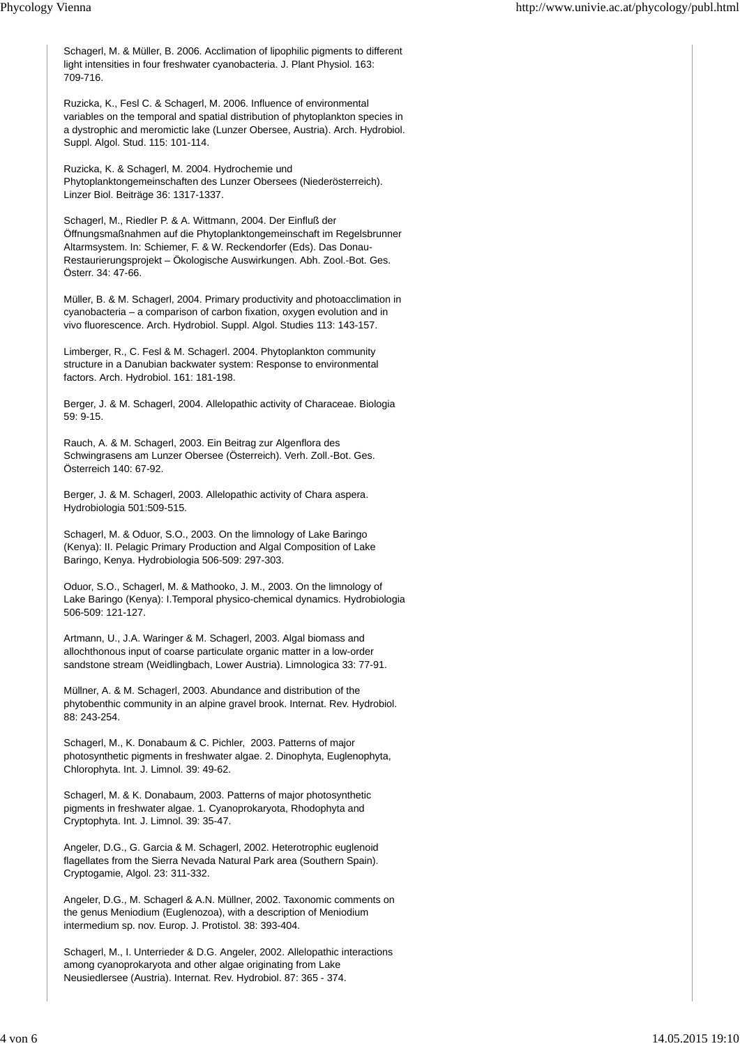Schagerl, M. & Müller, B. 2006. Acclimation of lipophilic pigments to different light intensities in four freshwater cyanobacteria. J. Plant Physiol. 163: 709-716.

Ruzicka, K., Fesl C. & Schagerl, M. 2006. Influence of environmental variables on the temporal and spatial distribution of phytoplankton species in a dystrophic and meromictic lake (Lunzer Obersee, Austria). Arch. Hydrobiol. Suppl. Algol. Stud. 115: 101-114.

Ruzicka, K. & Schagerl, M. 2004. Hydrochemie und Phytoplanktongemeinschaften des Lunzer Obersees (Niederösterreich). Linzer Biol. Beiträge 36: 1317-1337.

Schagerl, M., Riedler P. & A. Wittmann, 2004. Der Einfluß der Öffnungsmaßnahmen auf die Phytoplanktongemeinschaft im Regelsbrunner Altarmsystem. In: Schiemer, F. & W. Reckendorfer (Eds). Das Donau-Restaurierungsprojekt – Ökologische Auswirkungen. Abh. Zool.-Bot. Ges. Österr. 34: 47-66.

Müller, B. & M. Schagerl, 2004. Primary productivity and photoacclimation in cyanobacteria – a comparison of carbon fixation, oxygen evolution and in vivo fluorescence. Arch. Hydrobiol. Suppl. Algol. Studies 113: 143-157.

Limberger, R., C. Fesl & M. Schagerl. 2004. Phytoplankton community structure in a Danubian backwater system: Response to environmental factors. Arch. Hydrobiol. 161: 181-198.

Berger, J. & M. Schagerl, 2004. Allelopathic activity of Characeae. Biologia 59: 9-15.

Rauch, A. & M. Schagerl, 2003. Ein Beitrag zur Algenflora des Schwingrasens am Lunzer Obersee (Österreich). Verh. Zoll.-Bot. Ges. Österreich 140: 67-92.

Berger, J. & M. Schagerl, 2003. Allelopathic activity of Chara aspera. Hydrobiologia 501:509-515.

Schagerl, M. & Oduor, S.O., 2003. On the limnology of Lake Baringo (Kenya): II. Pelagic Primary Production and Algal Composition of Lake Baringo, Kenya. Hydrobiologia 506-509: 297-303.

Oduor, S.O., Schagerl, M. & Mathooko, J. M., 2003. On the limnology of Lake Baringo (Kenya): I.Temporal physico-chemical dynamics. Hydrobiologia 506-509: 121-127.

Artmann, U., J.A. Waringer & M. Schagerl, 2003. Algal biomass and allochthonous input of coarse particulate organic matter in a low-order sandstone stream (Weidlingbach, Lower Austria). Limnologica 33: 77-91.

Müllner, A. & M. Schagerl, 2003. Abundance and distribution of the phytobenthic community in an alpine gravel brook. Internat. Rev. Hydrobiol. 88: 243-254.

Schagerl, M., K. Donabaum & C. Pichler, 2003. Patterns of major photosynthetic pigments in freshwater algae. 2. Dinophyta, Euglenophyta, Chlorophyta. Int. J. Limnol. 39: 49-62.

Schagerl, M. & K. Donabaum, 2003. Patterns of major photosynthetic pigments in freshwater algae. 1. Cyanoprokaryota, Rhodophyta and Cryptophyta. Int. J. Limnol. 39: 35-47.

Angeler, D.G., G. Garcia & M. Schagerl, 2002. Heterotrophic euglenoid flagellates from the Sierra Nevada Natural Park area (Southern Spain). Cryptogamie, Algol. 23: 311-332.

Angeler, D.G., M. Schagerl & A.N. Müllner, 2002. Taxonomic comments on the genus Meniodium (Euglenozoa), with a description of Meniodium intermedium sp. nov. Europ. J. Protistol. 38: 393-404.

Schagerl, M., I. Unterrieder & D.G. Angeler, 2002. Allelopathic interactions among cyanoprokaryota and other algae originating from Lake Neusiedlersee (Austria). Internat. Rev. Hydrobiol. 87: 365 - 374.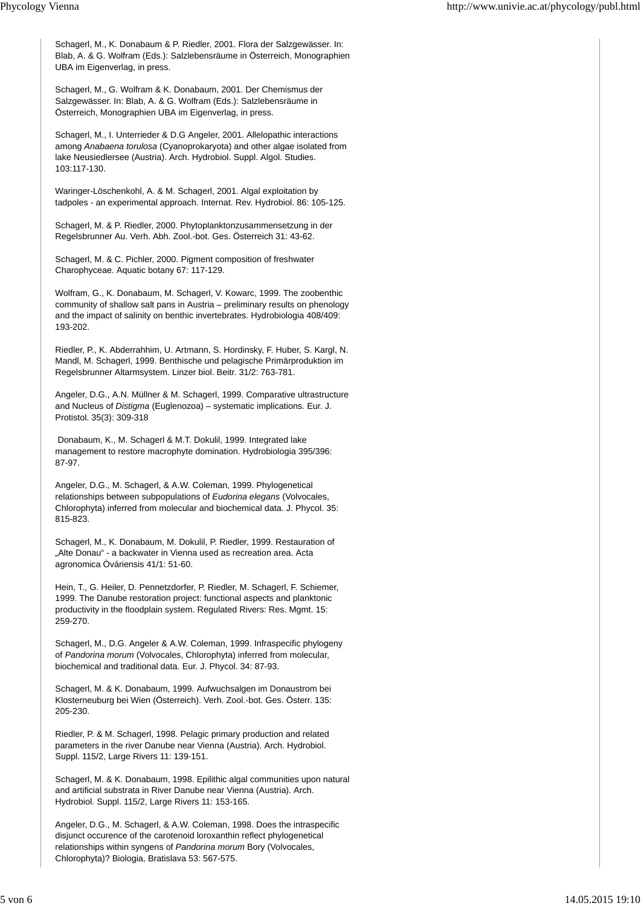Schagerl, M., K. Donabaum & P. Riedler, 2001. Flora der Salzgewässer. In: Blab, A. & G. Wolfram (Eds.): Salzlebensräume in Österreich, Monographien UBA im Eigenverlag, in press.

Schagerl, M., G. Wolfram & K. Donabaum, 2001. Der Chemismus der Salzgewässer. In: Blab, A. & G. Wolfram (Eds.): Salzlebensräume in Österreich, Monographien UBA im Eigenverlag, in press.

Schagerl, M., I. Unterrieder & D.G Angeler, 2001. Allelopathic interactions among *Anabaena torulosa* (Cyanoprokaryota) and other algae isolated from lake Neusiedlersee (Austria). Arch. Hydrobiol. Suppl. Algol. Studies. 103:117-130.

Waringer-Löschenkohl, A. & M. Schagerl, 2001. Algal exploitation by tadpoles - an experimental approach. Internat. Rev. Hydrobiol. 86: 105-125.

Schagerl, M. & P. Riedler, 2000. Phytoplanktonzusammensetzung in der Regelsbrunner Au. Verh. Abh. Zool.-bot. Ges. Österreich 31: 43-62.

Schagerl, M. & C. Pichler, 2000. Pigment composition of freshwater Charophyceae. Aquatic botany 67: 117-129.

Wolfram, G., K. Donabaum, M. Schagerl, V. Kowarc, 1999. The zoobenthic community of shallow salt pans in Austria – preliminary results on phenology and the impact of salinity on benthic invertebrates. Hydrobiologia 408/409: 193-202.

Riedler, P., K. Abderrahhim, U. Artmann, S. Hordinsky, F. Huber, S. Kargl, N. Mandl, M. Schagerl, 1999. Benthische und pelagische Primärproduktion im Regelsbrunner Altarmsystem. Linzer biol. Beitr. 31/2: 763-781.

Angeler, D.G., A.N. Müllner & M. Schagerl, 1999. Comparative ultrastructure and Nucleus of *Distigma* (Euglenozoa) – systematic implications. Eur. J. Protistol. 35(3): 309-318

Donabaum, K., M. Schagerl & M.T. Dokulil, 1999. Integrated lake management to restore macrophyte domination. Hydrobiologia 395/396: 87-97.

Angeler, D.G., M. Schagerl, & A.W. Coleman, 1999. Phylogenetical relationships between subpopulations of *Eudorina elegans* (Volvocales, Chlorophyta) inferred from molecular and biochemical data. J. Phycol. 35: 815-823.

Schagerl, M., K. Donabaum, M. Dokulil, P. Riedler, 1999. Restauration of „Alte Donau“ - a backwater in Vienna used as recreation area. Acta agronomica Òváriensis 41/1: 51-60.

Hein, T., G. Heiler, D. Pennetzdorfer, P. Riedler, M. Schagerl, F. Schiemer, 1999. The Danube restoration project: functional aspects and planktonic productivity in the floodplain system. Regulated Rivers: Res. Mgmt. 15: 259-270.

Schagerl, M., D.G. Angeler & A.W. Coleman, 1999. Infraspecific phylogeny of *Pandorina morum* (Volvocales, Chlorophyta) inferred from molecular, biochemical and traditional data. Eur. J. Phycol. 34: 87-93.

Schagerl, M. & K. Donabaum, 1999. Aufwuchsalgen im Donaustrom bei Klosterneuburg bei Wien (Österreich). Verh. Zool.-bot. Ges. Österr. 135: 205-230.

Riedler, P. & M. Schagerl, 1998. Pelagic primary production and related parameters in the river Danube near Vienna (Austria). Arch. Hydrobiol. Suppl. 115/2, Large Rivers 11: 139-151.

Schagerl, M. & K. Donabaum, 1998. Epilithic algal communities upon natural and artificial substrata in River Danube near Vienna (Austria). Arch. Hydrobiol. Suppl. 115/2, Large Rivers 11: 153-165.

Angeler, D.G., M. Schagerl, & A.W. Coleman, 1998. Does the intraspecific disjunct occurence of the carotenoid loroxanthin reflect phylogenetical relationships within syngens of *Pandorina morum* Bory (Volvocales, Chlorophyta)? Biologia, Bratislava 53: 567-575.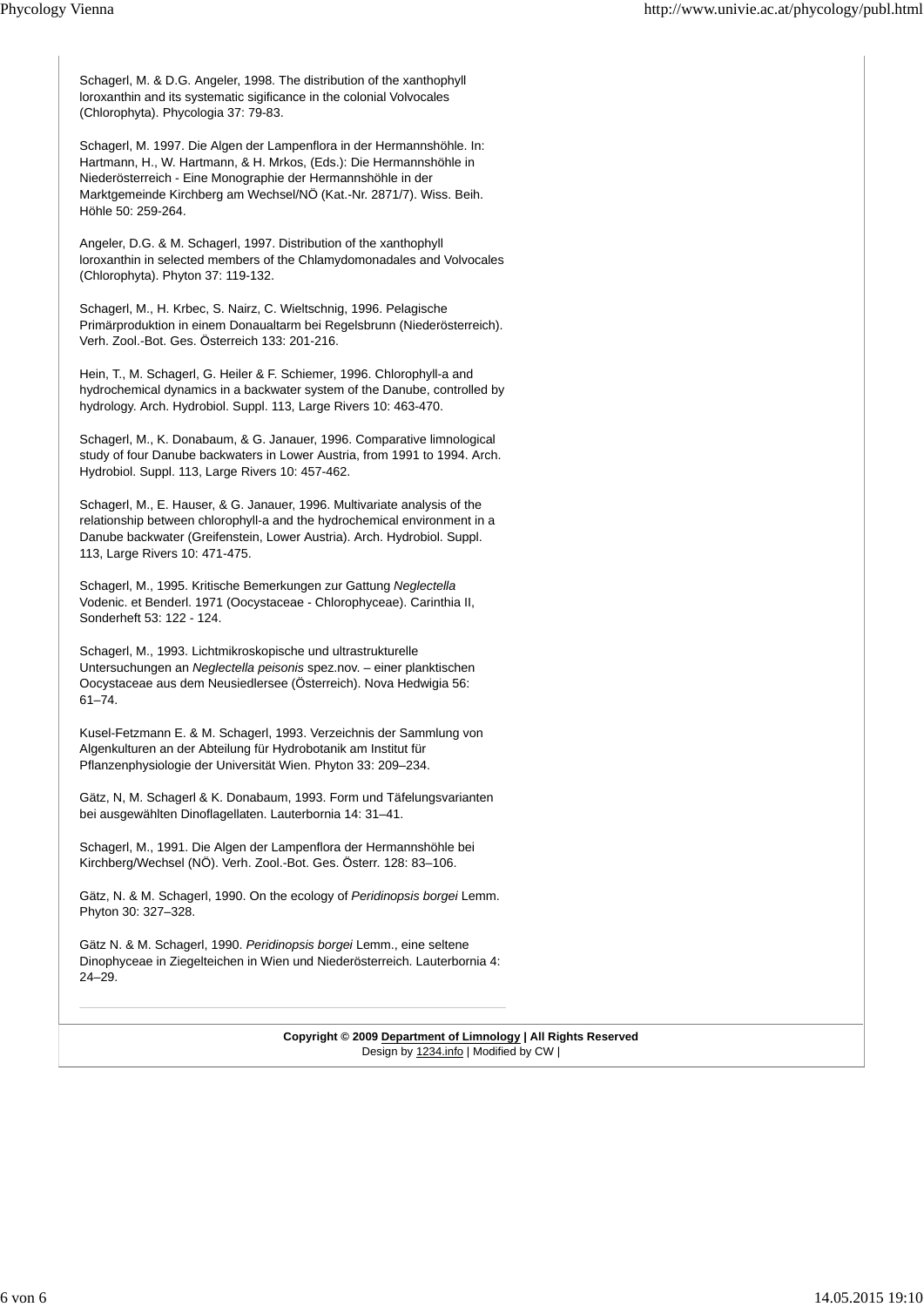Schagerl, M. & D.G. Angeler, 1998. The distribution of the xanthophyll loroxanthin and its systematic sigificance in the colonial Volvocales (Chlorophyta). Phycologia 37: 79-83.

Schagerl, M. 1997. Die Algen der Lampenflora in der Hermannshöhle. In: Hartmann, H., W. Hartmann, & H. Mrkos, (Eds.): Die Hermannshöhle in Niederösterreich - Eine Monographie der Hermannshöhle in der Marktgemeinde Kirchberg am Wechsel/NÖ (Kat.-Nr. 2871/7). Wiss. Beih. Höhle 50: 259-264.

Angeler, D.G. & M. Schagerl, 1997. Distribution of the xanthophyll loroxanthin in selected members of the Chlamydomonadales and Volvocales (Chlorophyta). Phyton 37: 119-132.

Schagerl, M., H. Krbec, S. Nairz, C. Wieltschnig, 1996. Pelagische Primärproduktion in einem Donaualtarm bei Regelsbrunn (Niederösterreich). Verh. Zool.-Bot. Ges. Österreich 133: 201-216.

Hein, T., M. Schagerl, G. Heiler & F. Schiemer, 1996. Chlorophyll-a and hydrochemical dynamics in a backwater system of the Danube, controlled by hydrology. Arch. Hydrobiol. Suppl. 113, Large Rivers 10: 463-470.

Schagerl, M., K. Donabaum, & G. Janauer, 1996. Comparative limnological study of four Danube backwaters in Lower Austria, from 1991 to 1994. Arch. Hydrobiol. Suppl. 113, Large Rivers 10: 457-462.

Schagerl, M., E. Hauser, & G. Janauer, 1996. Multivariate analysis of the relationship between chlorophyll-a and the hydrochemical environment in a Danube backwater (Greifenstein, Lower Austria). Arch. Hydrobiol. Suppl. 113, Large Rivers 10: 471-475.

Schagerl, M., 1995. Kritische Bemerkungen zur Gattung *Neglectella* Vodenic. et Benderl. 1971 (Oocystaceae - Chlorophyceae). Carinthia II, Sonderheft 53: 122 - 124.

Schagerl, M., 1993. Lichtmikroskopische und ultrastrukturelle Untersuchungen an *Neglectella peisonis* spez.nov. – einer planktischen Oocystaceae aus dem Neusiedlersee (Österreich). Nova Hedwigia 56: 61–74.

Kusel-Fetzmann E. & M. Schagerl, 1993. Verzeichnis der Sammlung von Algenkulturen an der Abteilung für Hydrobotanik am Institut für Pflanzenphysiologie der Universität Wien. Phyton 33: 209–234.

Gätz, N, M. Schagerl & K. Donabaum, 1993. Form und Täfelungsvarianten bei ausgewählten Dinoflagellaten. Lauterbornia 14: 31–41.

Schagerl, M., 1991. Die Algen der Lampenflora der Hermannshöhle bei Kirchberg/Wechsel (NÖ). Verh. Zool.-Bot. Ges. Österr. 128: 83–106.

Gätz, N. & M. Schagerl, 1990. On the ecology of *Peridinopsis borgei* Lemm. Phyton 30: 327–328.

Gätz N. & M. Schagerl, 1990. *Peridinopsis borgei* Lemm., eine seltene Dinophyceae in Ziegelteichen in Wien und Niederösterreich. Lauterbornia 4: 24–29.

**Copyright © 2009 Department of Limnology | All Rights Reserved**
Design by 1234.info | Modified by CW |